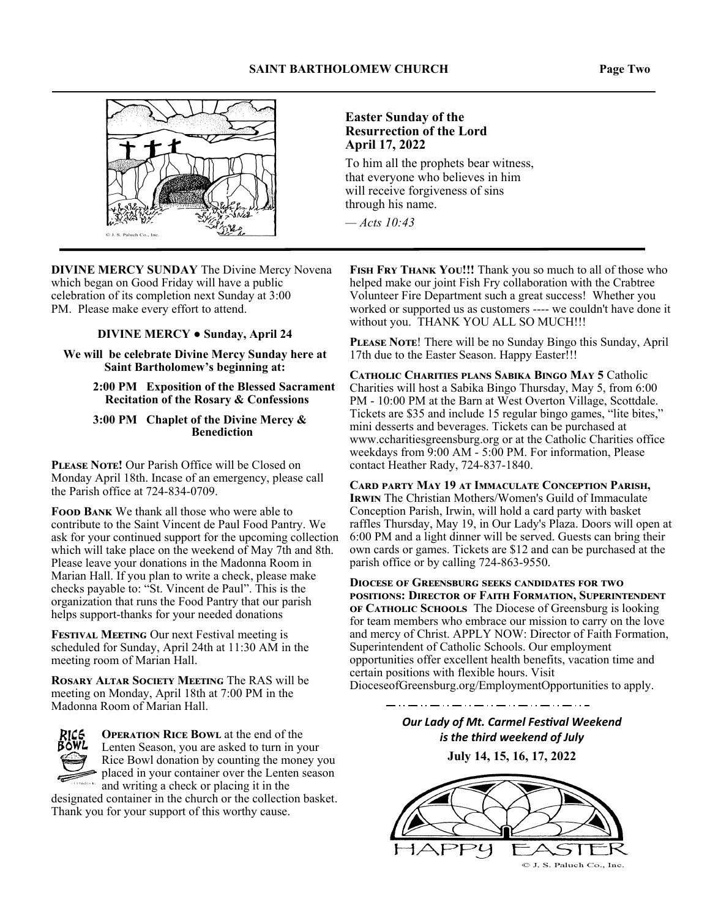## Easter Sunday of the Resurrection of the Lord
## April 17, 2022

To him all the prophets bear witness,
that everyone who believes in him
will receive forgiveness of sins
through his name.

*— Acts 10:43*

**DIVINE MERCY SUNDAY** The Divine Mercy Novena which began on Good Friday will have a public celebration of its completion next Sunday at 3:00 PM. Please make every effort to attend.

**DIVINE MERCY ● Sunday, April 24**

**We will be celebrate Divine Mercy Sunday here at Saint Bartholomew's beginning at:**

**2:00 PM Exposition of the Blessed Sacrament Recitation of the Rosary & Confessions**

**3:00 PM Chaplet of the Divine Mercy & Benediction**

**PLEASE NOTE!** Our Parish Office will be Closed on Monday April 18th. Incase of an emergency, please call the Parish office at 724-834-0709.

**FOOD BANK** We thank all those who were able to contribute to the Saint Vincent de Paul Food Pantry. We ask for your continued support for the upcoming collection which will take place on the weekend of May 7th and 8th. Please leave your donations in the Madonna Room in Marian Hall. If you plan to write a check, please make checks payable to: "St. Vincent de Paul". This is the organization that runs the Food Pantry that our parish helps support-thanks for your needed donations

**FESTIVAL MEETING** Our next Festival meeting is scheduled for Sunday, April 24th at 11:30 AM in the meeting room of Marian Hall.

**ROSARY ALTAR SOCIETY MEETING** The RAS will be meeting on Monday, April 18th at 7:00 PM in the Madonna Room of Marian Hall.

**OPERATION RICE BOWL** at the end of the Lenten Season, you are asked to turn in your Rice Bowl donation by counting the money you placed in your container over the Lenten season and writing a check or placing it in the designated container in the church or the collection basket. Thank you for your support of this worthy cause.

**FISH FRY THANK YOU!!!** Thank you so much to all of those who helped make our joint Fish Fry collaboration with the Crabtree Volunteer Fire Department such a great success! Whether you worked or supported us as customers ---- we couldn't have done it without you. THANK YOU ALL SO MUCH!!!

**PLEASE NOTE**! There will be no Sunday Bingo this Sunday, April 17th due to the Easter Season. Happy Easter!!!

**CATHOLIC CHARITIES PLANS SABIKA BINGO MAY 5** Catholic Charities will host a Sabika Bingo Thursday, May 5, from 6:00 PM - 10:00 PM at the Barn at West Overton Village, Scottdale. Tickets are $35 and include 15 regular bingo games, "lite bites," mini desserts and beverages. Tickets can be purchased at www.ccharitiesgreensburg.org or at the Catholic Charities office weekdays from 9:00 AM - 5:00 PM. For information, Please contact Heather Rady, 724-837-1840.

**CARD PARTY MAY 19 AT IMMACULATE CONCEPTION PARISH, IRWIN** The Christian Mothers/Women's Guild of Immaculate Conception Parish, Irwin, will hold a card party with basket raffles Thursday, May 19, in Our Lady's Plaza. Doors will open at 6:00 PM and a light dinner will be served. Guests can bring their own cards or games. Tickets are $12 and can be purchased at the parish office or by calling 724-863-9550.

**DIOCESE OF GREENSBURG SEEKS CANDIDATES FOR TWO POSITIONS: DIRECTOR OF FAITH FORMATION, SUPERINTENDENT OF CATHOLIC SCHOOLS** The Diocese of Greensburg is looking for team members who embrace our mission to carry on the love and mercy of Christ. APPLY NOW: Director of Faith Formation, Superintendent of Catholic Schools. Our employment opportunities offer excellent health benefits, vacation time and certain positions with flexible hours. Visit DioceseofGreensburg.org/EmploymentOpportunities to apply.

***Our Lady of Mt. Carmel Festival Weekend is the third weekend of July***

**July 14, 15, 16, 17, 2022**

HAPPY EASTER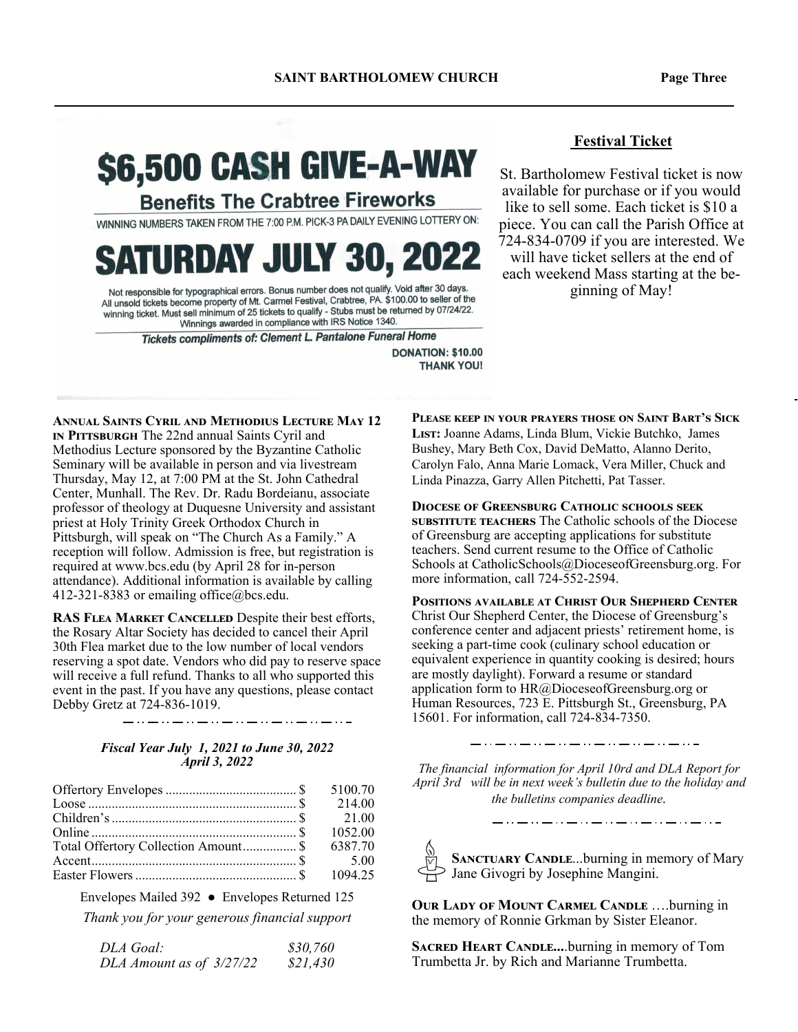# $6,500 CASH GIVE-A-WAY

**Benefits The Crabtree Fireworks**

WINNING NUMBERS TAKEN FROM THE 7:00 P.M. PICK-3 PA DAILY EVENING LOTTERY ON:

# SATURDAY JULY 30, 2022

Not responsible for typographical errors. Bonus number does not qualify. Void after 30 days. All unsold tickets become property of Mt. Carmel Festival, Crabtree, PA. $100.00 to seller of the winning ticket. Must sell minimum of 25 tickets to qualify - Stubs must be returned by 07/24/22. Winnings awarded in compliance with IRS Notice 1340.

***Tickets compliments of: Clement L. Pantalone Funeral Home***

**DONATION: $10.00**
**THANK YOU!**

## Festival Ticket

St. Bartholomew Festival ticket is now available for purchase or if you would like to sell some. Each ticket is $10 a piece. You can call the Parish Office at 724-834-0709 if you are interested. We will have ticket sellers at the end of each weekend Mass starting at the beginning of May!

**ANNUAL SAINTS CYRIL AND METHODIUS LECTURE MAY 12 IN PITTSBURGH** The 22nd annual Saints Cyril and Methodius Lecture sponsored by the Byzantine Catholic Seminary will be available in person and via livestream Thursday, May 12, at 7:00 PM at the St. John Cathedral Center, Munhall. The Rev. Dr. Radu Bordeianu, associate professor of theology at Duquesne University and assistant priest at Holy Trinity Greek Orthodox Church in Pittsburgh, will speak on "The Church As a Family." A reception will follow. Admission is free, but registration is required at www.bcs.edu (by April 28 for in-person attendance). Additional information is available by calling 412-321-8383 or emailing office@bcs.edu.

**RAS FLEA MARKET CANCELLED** Despite their best efforts, the Rosary Altar Society has decided to cancel their April 30th Flea market due to the low number of local vendors reserving a spot date. Vendors who did pay to reserve space will receive a full refund. Thanks to all who supported this event in the past. If you have any questions, please contact Debby Gretz at 724-836-1019.

***Fiscal Year July 1, 2021 to June 30, 2022***
***April 3, 2022***

| | |
|---|---|
| Offertory Envelopes | $ 5100.70 |
| Loose | $ 214.00 |
| Children's | $ 21.00 |
| Online | $ 1052.00 |
| Total Offertory Collection Amount | $ 6387.70 |
| Accent | $ 5.00 |
| Easter Flowers | $ 1094.25 |

Envelopes Mailed 392 ● Envelopes Returned 125

*Thank you for your generous financial support*

| | |
|---|---|
| *DLA Goal:* | *$30,760* |
| *DLA Amount as of 3/27/22* | *$21,430* |

**PLEASE KEEP IN YOUR PRAYERS THOSE ON SAINT BART'S SICK LIST:** Joanne Adams, Linda Blum, Vickie Butchko, James Bushey, Mary Beth Cox, David DeMatto, Alanno Derito, Carolyn Falo, Anna Marie Lomack, Vera Miller, Chuck and Linda Pinazza, Garry Allen Pitchetti, Pat Tasser.

**DIOCESE OF GREENSBURG CATHOLIC SCHOOLS SEEK SUBSTITUTE TEACHERS** The Catholic schools of the Diocese of Greensburg are accepting applications for substitute teachers. Send current resume to the Office of Catholic Schools at CatholicSchools@DioceseofGreensburg.org. For more information, call 724-552-2594.

**POSITIONS AVAILABLE AT CHRIST OUR SHEPHERD CENTER** Christ Our Shepherd Center, the Diocese of Greensburg's conference center and adjacent priests' retirement home, is seeking a part-time cook (culinary school education or equivalent experience in quantity cooking is desired; hours are mostly daylight). Forward a resume or standard application form to HR@DioceseofGreensburg.org or Human Resources, 723 E. Pittsburgh St., Greensburg, PA 15601. For information, call 724-834-7350.

*The financial information for April 10rd and DLA Report for April 3rd will be in next week's bulletin due to the holiday and the bulletins companies deadline.*

**SANCTUARY CANDLE**...burning in memory of Mary Jane Givogri by Josephine Mangini.

**OUR LADY OF MOUNT CARMEL CANDLE** ….burning in the memory of Ronnie Grkman by Sister Eleanor.

**SACRED HEART CANDLE...**.burning in memory of Tom Trumbetta Jr. by Rich and Marianne Trumbetta.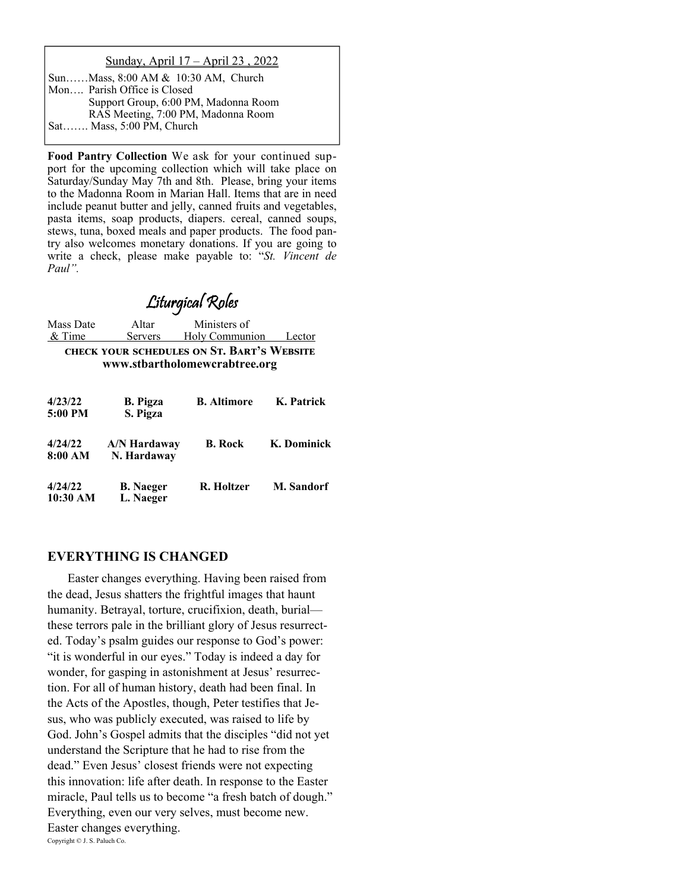Sunday, April 17 – April 23 , 2022

Sun……Mass, 8:00 AM & 10:30 AM, Church
Mon…. Parish Office is Closed
Support Group, 6:00 PM, Madonna Room
RAS Meeting, 7:00 PM, Madonna Room
Sat……. Mass, 5:00 PM, Church

**Food Pantry Collection** We ask for your continued support for the upcoming collection which will take place on Saturday/Sunday May 7th and 8th. Please, bring your items to the Madonna Room in Marian Hall. Items that are in need include peanut butter and jelly, canned fruits and vegetables, pasta items, soap products, diapers. cereal, canned soups, stews, tuna, boxed meals and paper products. The food pantry also welcomes monetary donations. If you are going to write a check, please make payable to: "*St. Vincent de Paul".*

## Liturgical Roles

| Mass Date & Time | Altar Servers | Ministers of Holy Communion | Lector |
|---|---|---|---|
| **CHECK YOUR SCHEDULES ON ST. BART'S WEBSITE www.stbartholomewcrabtree.org** | | | |
| **4/23/22 5:00 PM** | **B. Pigza S. Pigza** | **B. Altimore** | **K. Patrick** |
| **4/24/22 8:00 AM** | **A/N Hardaway N. Hardaway** | **B. Rock** | **K. Dominick** |
| **4/24/22 10:30 AM** | **B. Naeger L. Naeger** | **R. Holtzer** | **M. Sandorf** |

## EVERYTHING IS CHANGED

Easter changes everything. Having been raised from the dead, Jesus shatters the frightful images that haunt humanity. Betrayal, torture, crucifixion, death, burial—these terrors pale in the brilliant glory of Jesus resurrected. Today's psalm guides our response to God's power: "it is wonderful in our eyes." Today is indeed a day for wonder, for gasping in astonishment at Jesus' resurrection. For all of human history, death had been final. In the Acts of the Apostles, though, Peter testifies that Jesus, who was publicly executed, was raised to life by God. John's Gospel admits that the disciples "did not yet understand the Scripture that he had to rise from the dead." Even Jesus' closest friends were not expecting this innovation: life after death. In response to the Easter miracle, Paul tells us to become "a fresh batch of dough." Everything, even our very selves, must become new. Easter changes everything.

Copyright © J. S. Paluch Co.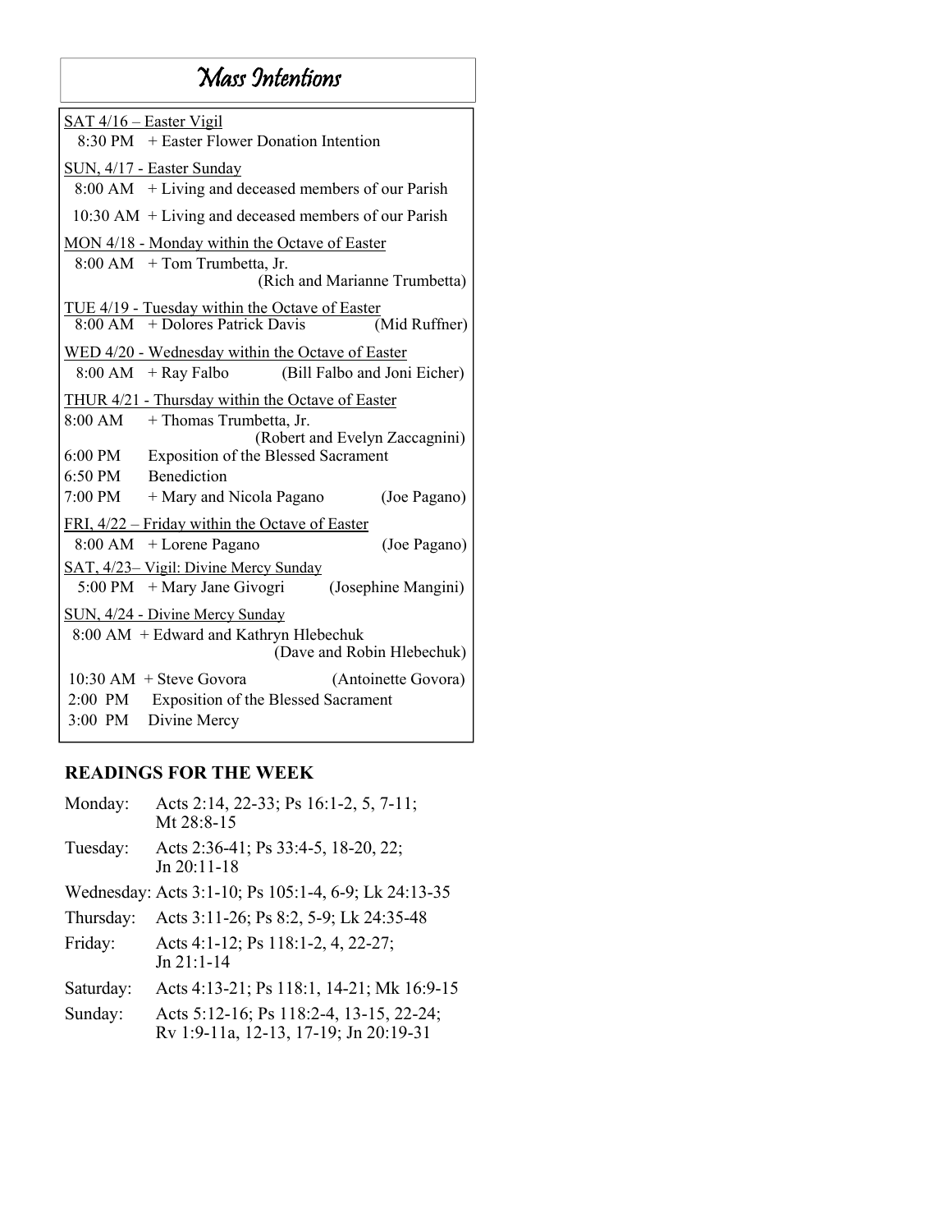# Mass Intentions

SAT 4/16 – Easter Vigil

8:30 PM + Easter Flower Donation Intention

SUN, 4/17 - Easter Sunday

8:00 AM + Living and deceased members of our Parish

10:30 AM + Living and deceased members of our Parish

MON 4/18 - Monday within the Octave of Easter

8:00 AM + Tom Trumbetta, Jr. (Rich and Marianne Trumbetta)

TUE 4/19 - Tuesday within the Octave of Easter

8:00 AM + Dolores Patrick Davis (Mid Ruffner)

WED 4/20 - Wednesday within the Octave of Easter

8:00 AM + Ray Falbo (Bill Falbo and Joni Eicher)

THUR 4/21 - Thursday within the Octave of Easter

8:00 AM + Thomas Trumbetta, Jr. (Robert and Evelyn Zaccagnini)

6:00 PM Exposition of the Blessed Sacrament

6:50 PM Benediction

7:00 PM + Mary and Nicola Pagano (Joe Pagano)

FRI, 4/22 – Friday within the Octave of Easter

8:00 AM + Lorene Pagano (Joe Pagano)

SAT, 4/23– Vigil: Divine Mercy Sunday

5:00 PM + Mary Jane Givogri (Josephine Mangini)

SUN, 4/24 - Divine Mercy Sunday

8:00 AM + Edward and Kathryn Hlebechuk (Dave and Robin Hlebechuk)

10:30 AM + Steve Govora (Antoinette Govora)

2:00 PM Exposition of the Blessed Sacrament

3:00 PM Divine Mercy

## READINGS FOR THE WEEK

| | |
|---|---|
| Monday: | Acts 2:14, 22-33; Ps 16:1-2, 5, 7-11; Mt 28:8-15 |
| Tuesday: | Acts 2:36-41; Ps 33:4-5, 18-20, 22; Jn 20:11-18 |
| Wednesday: | Acts 3:1-10; Ps 105:1-4, 6-9; Lk 24:13-35 |
| Thursday: | Acts 3:11-26; Ps 8:2, 5-9; Lk 24:35-48 |
| Friday: | Acts 4:1-12; Ps 118:1-2, 4, 22-27; Jn 21:1-14 |
| Saturday: | Acts 4:13-21; Ps 118:1, 14-21; Mk 16:9-15 |
| Sunday: | Acts 5:12-16; Ps 118:2-4, 13-15, 22-24; Rv 1:9-11a, 12-13, 17-19; Jn 20:19-31 |